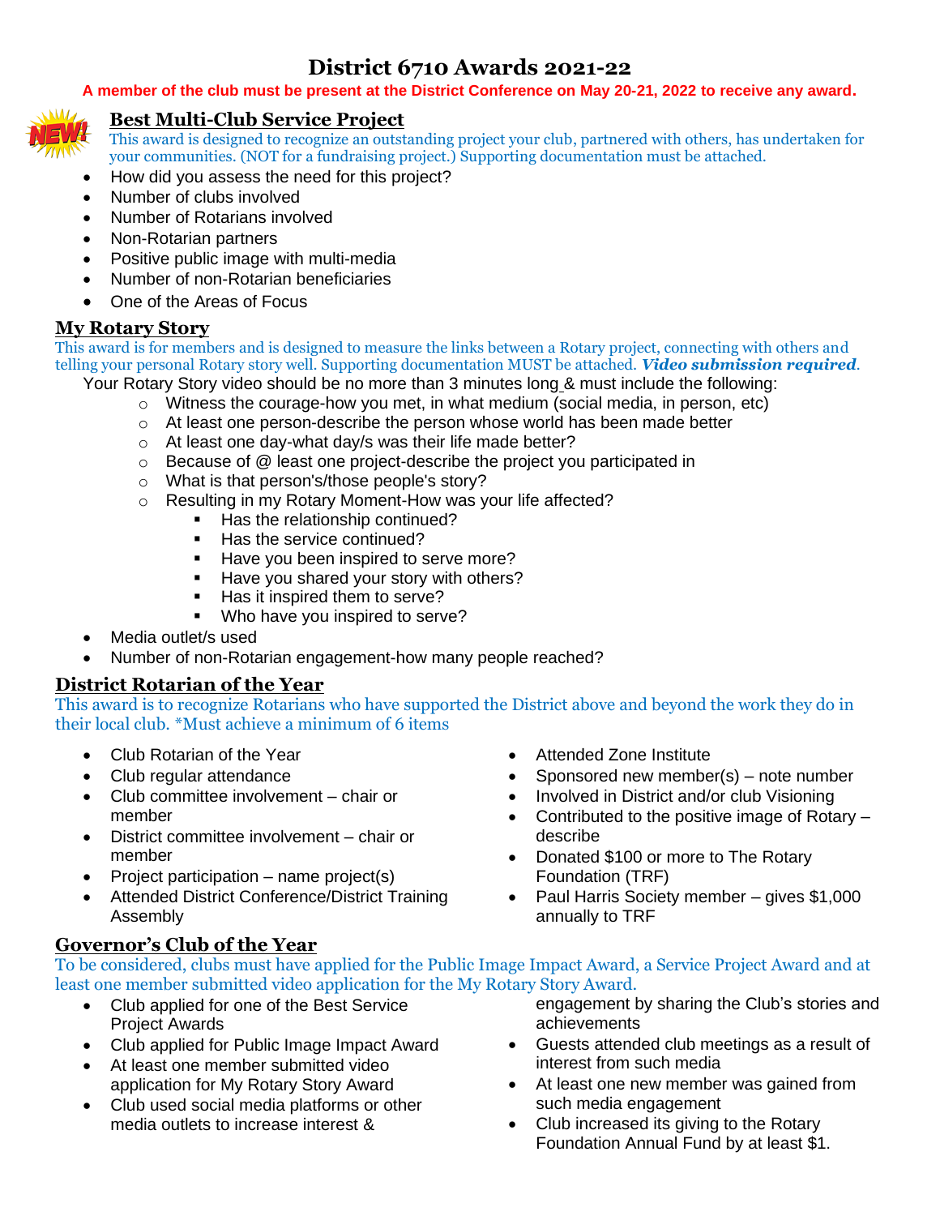# District 6710 Awards 2021-22

**A member of the club must be present at the District Conference on May 20-21, 2022 to receive any award.**

## Best Multi-Club Service Project

This award is designed to recognize an outstanding project your club, partnered with others, has undertaken for your communities. (NOT for a fundraising project.) Supporting documentation must be attached.

- How did you assess the need for this project?
- Number of clubs involved
- Number of Rotarians involved
- Non-Rotarian partners
- Positive public image with multi-media
- Number of non-Rotarian beneficiaries
- One of the Areas of Focus

## My Rotary Story

This award is for members and is designed to measure the links between a Rotary project, connecting with others and telling your personal Rotary story well. Supporting documentation MUST be attached. ***Video submission required***.

Your Rotary Story video should be no more than 3 minutes long & must include the following:

- Witness the courage-how you met, in what medium (social media, in person, etc)
- At least one person-describe the person whose world has been made better
- At least one day-what day/s was their life made better?
- Because of @ least one project-describe the project you participated in
- What is that person's/those people's story?
- Resulting in my Rotary Moment-How was your life affected?
  - Has the relationship continued?
  - Has the service continued?
  - Have you been inspired to serve more?
  - Have you shared your story with others?
  - Has it inspired them to serve?
  - Who have you inspired to serve?

- Media outlet/s used
- Number of non-Rotarian engagement-how many people reached?

## District Rotarian of the Year

This award is to recognize Rotarians who have supported the District above and beyond the work they do in their local club. *Must achieve a minimum of 6 items

- Club Rotarian of the Year
- Club regular attendance
- Club committee involvement – chair or member
- District committee involvement – chair or member
- Project participation – name project(s)
- Attended District Conference/District Training Assembly
- Attended Zone Institute
- Sponsored new member(s) – note number
- Involved in District and/or club Visioning
- Contributed to the positive image of Rotary – describe
- Donated $100 or more to The Rotary Foundation (TRF)
- Paul Harris Society member – gives $1,000 annually to TRF

## Governor's Club of the Year

To be considered, clubs must have applied for the Public Image Impact Award, a Service Project Award and at least one member submitted video application for the My Rotary Story Award.

- Club applied for one of the Best Service Project Awards
- Club applied for Public Image Impact Award
- At least one member submitted video application for My Rotary Story Award
- Club used social media platforms or other media outlets to increase interest & engagement by sharing the Club's stories and achievements
- Guests attended club meetings as a result of interest from such media
- At least one new member was gained from such media engagement
- Club increased its giving to the Rotary Foundation Annual Fund by at least $1.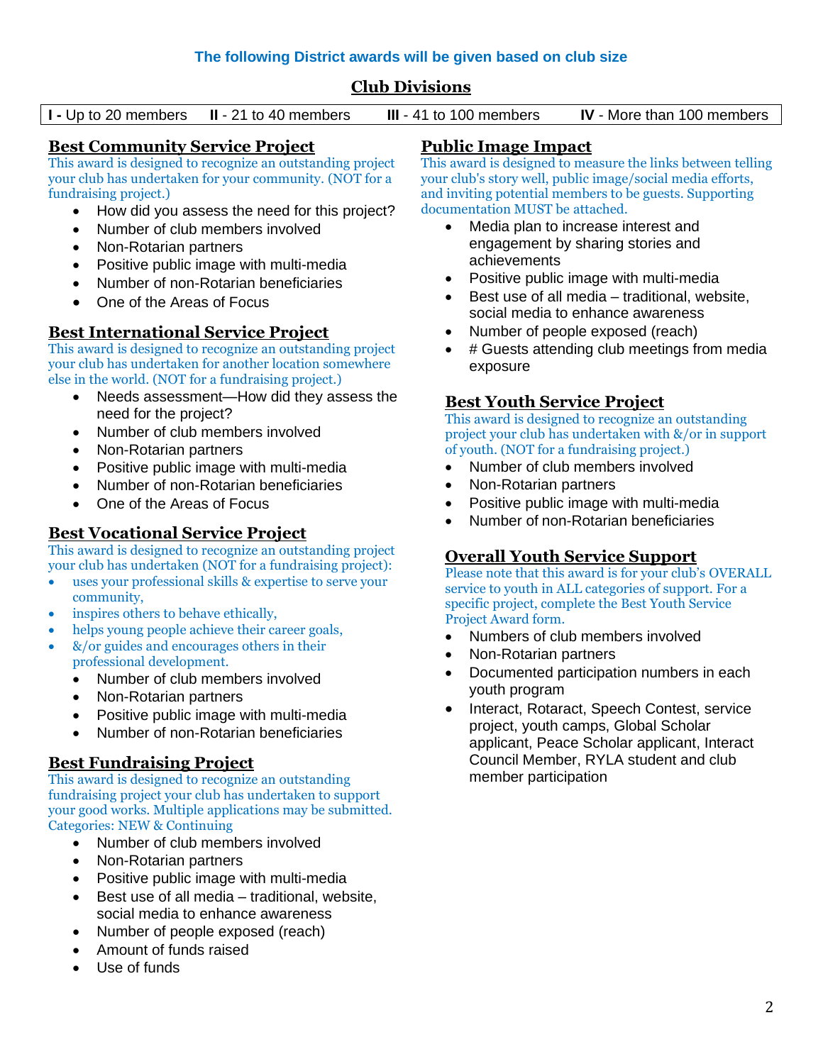**The following District awards will be given based on club size**

## Club Divisions

| **I** - Up to 20 members | **II** - 21 to 40 members | **III** - 41 to 100 members | **IV** - More than 100 members |
|---|---|---|---|

### Best Community Service Project

This award is designed to recognize an outstanding project your club has undertaken for your community. (NOT for a fundraising project.)

- How did you assess the need for this project?
- Number of club members involved
- Non-Rotarian partners
- Positive public image with multi-media
- Number of non-Rotarian beneficiaries
- One of the Areas of Focus

### Best International Service Project

This award is designed to recognize an outstanding project your club has undertaken for another location somewhere else in the world. (NOT for a fundraising project.)

- Needs assessment—How did they assess the need for the project?
- Number of club members involved
- Non-Rotarian partners
- Positive public image with multi-media
- Number of non-Rotarian beneficiaries
- One of the Areas of Focus

### Best Vocational Service Project

This award is designed to recognize an outstanding project your club has undertaken (NOT for a fundraising project):

- uses your professional skills & expertise to serve your community,
- inspires others to behave ethically,
- helps young people achieve their career goals,
- &/or guides and encourages others in their professional development.
  - Number of club members involved
  - Non-Rotarian partners
  - Positive public image with multi-media
  - Number of non-Rotarian beneficiaries

### Best Fundraising Project

This award is designed to recognize an outstanding fundraising project your club has undertaken to support your good works. Multiple applications may be submitted. Categories: NEW & Continuing

- Number of club members involved
- Non-Rotarian partners
- Positive public image with multi-media
- Best use of all media – traditional, website, social media to enhance awareness
- Number of people exposed (reach)
- Amount of funds raised
- Use of funds

### Public Image Impact

This award is designed to measure the links between telling your club's story well, public image/social media efforts, and inviting potential members to be guests. Supporting documentation MUST be attached.

- Media plan to increase interest and engagement by sharing stories and achievements
- Positive public image with multi-media
- Best use of all media – traditional, website, social media to enhance awareness
- Number of people exposed (reach)
- # Guests attending club meetings from media exposure

### Best Youth Service Project

This award is designed to recognize an outstanding project your club has undertaken with &/or in support of youth. (NOT for a fundraising project.)

- Number of club members involved
- Non-Rotarian partners
- Positive public image with multi-media
- Number of non-Rotarian beneficiaries

### Overall Youth Service Support

Please note that this award is for your club's OVERALL service to youth in ALL categories of support. For a specific project, complete the Best Youth Service Project Award form.

- Numbers of club members involved
- Non-Rotarian partners
- Documented participation numbers in each youth program
- Interact, Rotaract, Speech Contest, service project, youth camps, Global Scholar applicant, Peace Scholar applicant, Interact Council Member, RYLA student and club member participation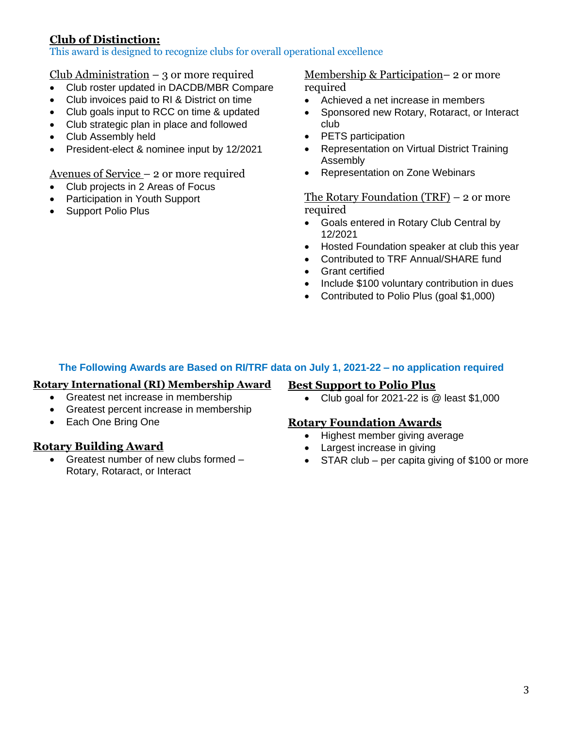## Club of Distinction:

This award is designed to recognize clubs for overall operational excellence

Club Administration – 3 or more required

- Club roster updated in DACDB/MBR Compare
- Club invoices paid to RI & District on time
- Club goals input to RCC on time & updated
- Club strategic plan in place and followed
- Club Assembly held
- President-elect & nominee input by 12/2021

Avenues of Service – 2 or more required

- Club projects in 2 Areas of Focus
- Participation in Youth Support
- Support Polio Plus

Membership & Participation– 2 or more required

- Achieved a net increase in members
- Sponsored new Rotary, Rotaract, or Interact club
- PETS participation
- Representation on Virtual District Training Assembly
- Representation on Zone Webinars

The Rotary Foundation (TRF) – 2 or more required

- Goals entered in Rotary Club Central by 12/2021
- Hosted Foundation speaker at club this year
- Contributed to TRF Annual/SHARE fund
- Grant certified
- Include $100 voluntary contribution in dues
- Contributed to Polio Plus (goal $1,000)

**The Following Awards are Based on RI/TRF data on July 1, 2021-22 – no application required**

### Rotary International (RI) Membership Award

- Greatest net increase in membership
- Greatest percent increase in membership
- Each One Bring One

### Rotary Building Award

- Greatest number of new clubs formed – Rotary, Rotaract, or Interact

### Best Support to Polio Plus

- Club goal for 2021-22 is @ least $1,000

### Rotary Foundation Awards

- Highest member giving average
- Largest increase in giving
- STAR club – per capita giving of $100 or more